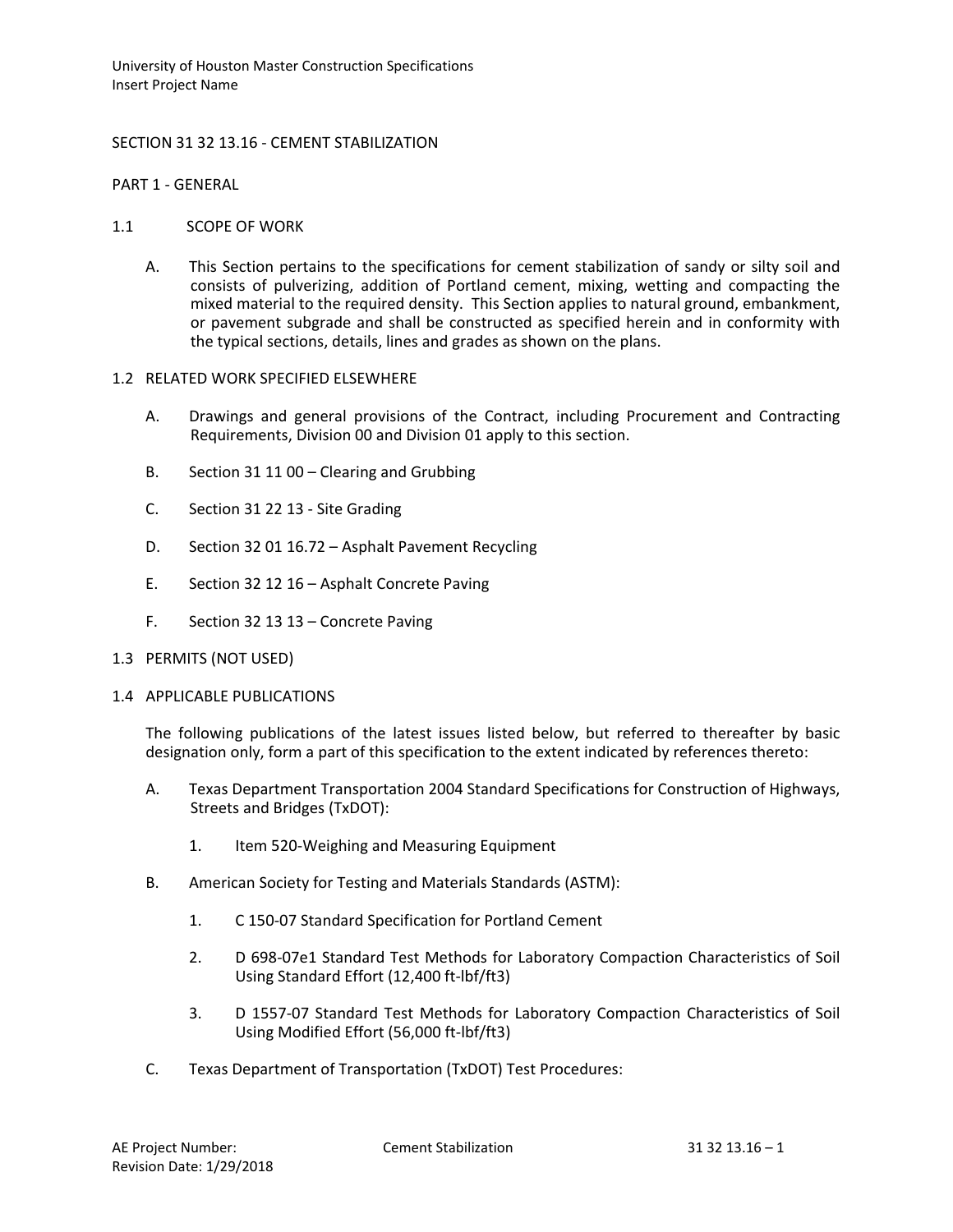# SECTION 31 32 13.16 - CEMENT STABILIZATION

## PART 1 - GENERAL

### 1.1 SCOPE OF WORK

A. This Section pertains to the specifications for cement stabilization of sandy or silty soil and consists of pulverizing, addition of Portland cement, mixing, wetting and compacting the mixed material to the required density. This Section applies to natural ground, embankment, or pavement subgrade and shall be constructed as specified herein and in conformity with the typical sections, details, lines and grades as shown on the plans.

### 1.2 RELATED WORK SPECIFIED ELSEWHERE

A. Drawings and general provisions of the Contract, including Procurement and Contracting Requirements, Division 00 and Division 01 apply to this section.

B. Section 31 11 00 – Clearing and Grubbing

C. Section 31 22 13 - Site Grading

D. Section 32 01 16.72 – Asphalt Pavement Recycling

E. Section 32 12 16 – Asphalt Concrete Paving

F. Section 32 13 13 – Concrete Paving

### 1.3 PERMITS (NOT USED)

### 1.4 APPLICABLE PUBLICATIONS

The following publications of the latest issues listed below, but referred to thereafter by basic designation only, form a part of this specification to the extent indicated by references thereto:

A. Texas Department Transportation 2004 Standard Specifications for Construction of Highways, Streets and Bridges (TxDOT):

1. Item 520-Weighing and Measuring Equipment

B. American Society for Testing and Materials Standards (ASTM):

1. C 150-07 Standard Specification for Portland Cement

2. D 698-07e1 Standard Test Methods for Laboratory Compaction Characteristics of Soil Using Standard Effort (12,400 ft-lbf/ft3)

3. D 1557-07 Standard Test Methods for Laboratory Compaction Characteristics of Soil Using Modified Effort (56,000 ft-lbf/ft3)

C. Texas Department of Transportation (TxDOT) Test Procedures: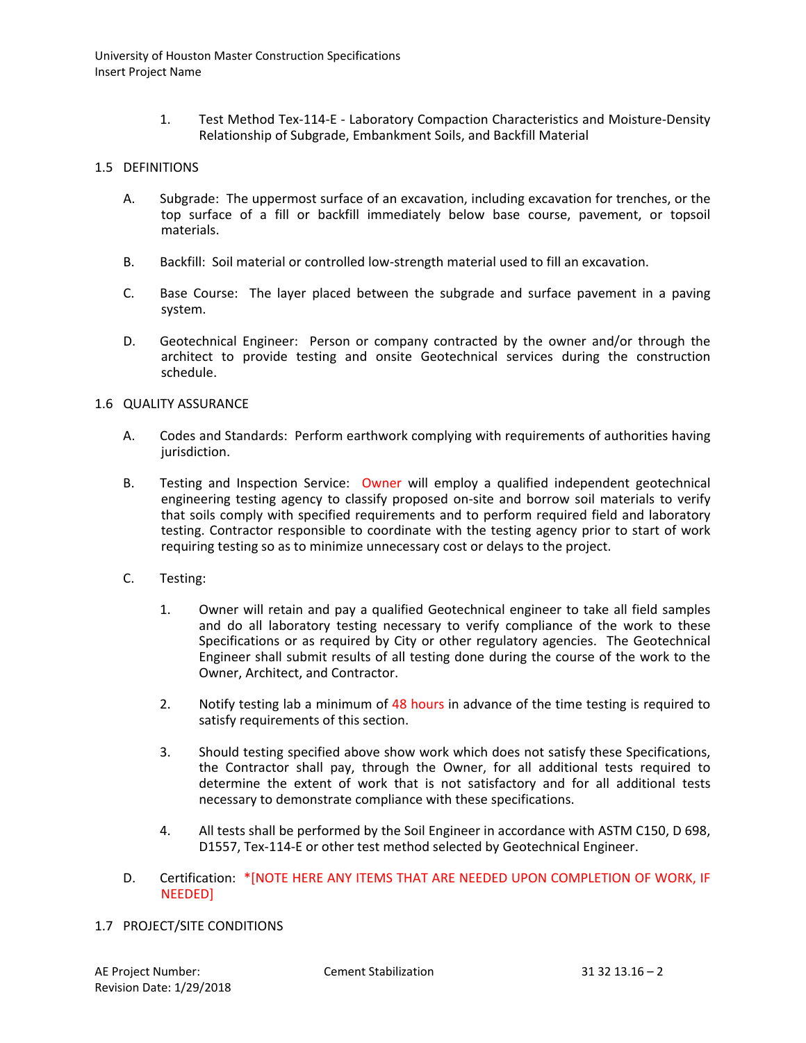1. Test Method Tex-114-E - Laboratory Compaction Characteristics and Moisture-Density Relationship of Subgrade, Embankment Soils, and Backfill Material

## 1.5 DEFINITIONS

A. Subgrade: The uppermost surface of an excavation, including excavation for trenches, or the top surface of a fill or backfill immediately below base course, pavement, or topsoil materials.

B. Backfill: Soil material or controlled low-strength material used to fill an excavation.

C. Base Course: The layer placed between the subgrade and surface pavement in a paving system.

D. Geotechnical Engineer: Person or company contracted by the owner and/or through the architect to provide testing and onsite Geotechnical services during the construction schedule.

## 1.6 QUALITY ASSURANCE

A. Codes and Standards: Perform earthwork complying with requirements of authorities having jurisdiction.

B. Testing and Inspection Service: Owner will employ a qualified independent geotechnical engineering testing agency to classify proposed on-site and borrow soil materials to verify that soils comply with specified requirements and to perform required field and laboratory testing. Contractor responsible to coordinate with the testing agency prior to start of work requiring testing so as to minimize unnecessary cost or delays to the project.

C. Testing:

1. Owner will retain and pay a qualified Geotechnical engineer to take all field samples and do all laboratory testing necessary to verify compliance of the work to these Specifications or as required by City or other regulatory agencies. The Geotechnical Engineer shall submit results of all testing done during the course of the work to the Owner, Architect, and Contractor.

2. Notify testing lab a minimum of 48 hours in advance of the time testing is required to satisfy requirements of this section.

3. Should testing specified above show work which does not satisfy these Specifications, the Contractor shall pay, through the Owner, for all additional tests required to determine the extent of work that is not satisfactory and for all additional tests necessary to demonstrate compliance with these specifications.

4. All tests shall be performed by the Soil Engineer in accordance with ASTM C150, D 698, D1557, Tex-114-E or other test method selected by Geotechnical Engineer.

D. Certification: *[NOTE HERE ANY ITEMS THAT ARE NEEDED UPON COMPLETION OF WORK, IF NEEDED]

## 1.7 PROJECT/SITE CONDITIONS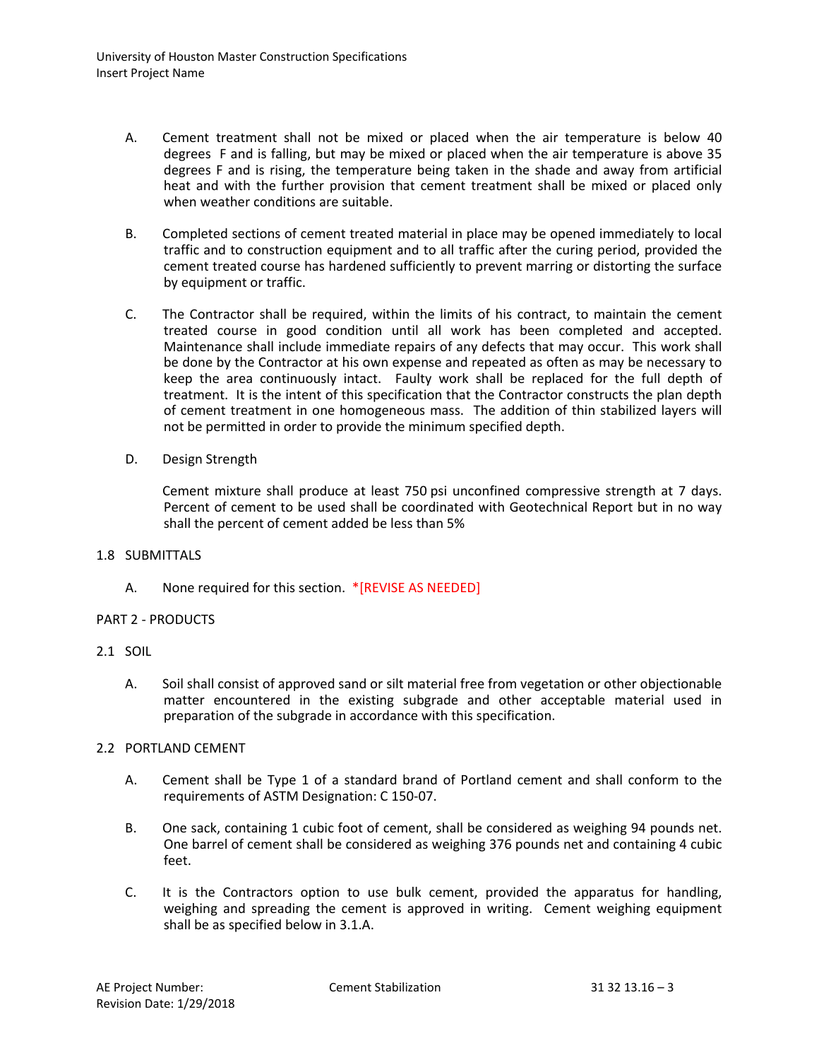A. Cement treatment shall not be mixed or placed when the air temperature is below 40 degrees F and is falling, but may be mixed or placed when the air temperature is above 35 degrees F and is rising, the temperature being taken in the shade and away from artificial heat and with the further provision that cement treatment shall be mixed or placed only when weather conditions are suitable.

B. Completed sections of cement treated material in place may be opened immediately to local traffic and to construction equipment and to all traffic after the curing period, provided the cement treated course has hardened sufficiently to prevent marring or distorting the surface by equipment or traffic.

C. The Contractor shall be required, within the limits of his contract, to maintain the cement treated course in good condition until all work has been completed and accepted. Maintenance shall include immediate repairs of any defects that may occur. This work shall be done by the Contractor at his own expense and repeated as often as may be necessary to keep the area continuously intact. Faulty work shall be replaced for the full depth of treatment. It is the intent of this specification that the Contractor constructs the plan depth of cement treatment in one homogeneous mass. The addition of thin stabilized layers will not be permitted in order to provide the minimum specified depth.

D. Design Strength

Cement mixture shall produce at least 750 psi unconfined compressive strength at 7 days. Percent of cement to be used shall be coordinated with Geotechnical Report but in no way shall the percent of cement added be less than 5%

## 1.8 SUBMITTALS

A. None required for this section. *[REVISE AS NEEDED]

# PART 2 - PRODUCTS

## 2.1 SOIL

A. Soil shall consist of approved sand or silt material free from vegetation or other objectionable matter encountered in the existing subgrade and other acceptable material used in preparation of the subgrade in accordance with this specification.

## 2.2 PORTLAND CEMENT

A. Cement shall be Type 1 of a standard brand of Portland cement and shall conform to the requirements of ASTM Designation: C 150-07.

B. One sack, containing 1 cubic foot of cement, shall be considered as weighing 94 pounds net. One barrel of cement shall be considered as weighing 376 pounds net and containing 4 cubic feet.

C. It is the Contractors option to use bulk cement, provided the apparatus for handling, weighing and spreading the cement is approved in writing. Cement weighing equipment shall be as specified below in 3.1.A.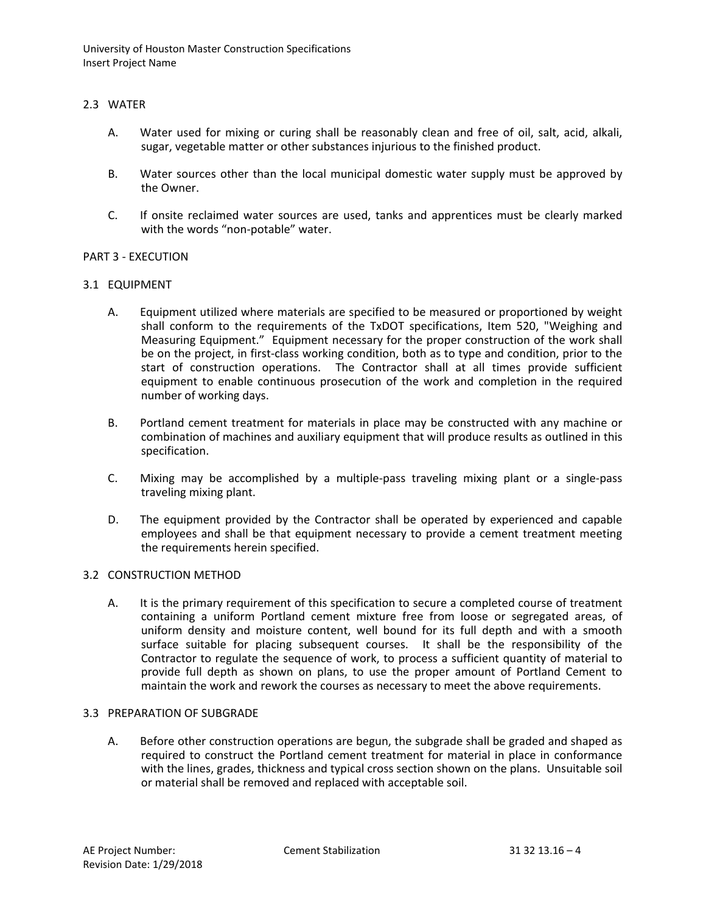## 2.3 WATER

A. Water used for mixing or curing shall be reasonably clean and free of oil, salt, acid, alkali, sugar, vegetable matter or other substances injurious to the finished product.

B. Water sources other than the local municipal domestic water supply must be approved by the Owner.

C. If onsite reclaimed water sources are used, tanks and apprentices must be clearly marked with the words “non-potable” water.

# PART 3 - EXECUTION

## 3.1 EQUIPMENT

A. Equipment utilized where materials are specified to be measured or proportioned by weight shall conform to the requirements of the TxDOT specifications, Item 520, "Weighing and Measuring Equipment." Equipment necessary for the proper construction of the work shall be on the project, in first-class working condition, both as to type and condition, prior to the start of construction operations. The Contractor shall at all times provide sufficient equipment to enable continuous prosecution of the work and completion in the required number of working days.

B. Portland cement treatment for materials in place may be constructed with any machine or combination of machines and auxiliary equipment that will produce results as outlined in this specification.

C. Mixing may be accomplished by a multiple-pass traveling mixing plant or a single-pass traveling mixing plant.

D. The equipment provided by the Contractor shall be operated by experienced and capable employees and shall be that equipment necessary to provide a cement treatment meeting the requirements herein specified.

## 3.2 CONSTRUCTION METHOD

A. It is the primary requirement of this specification to secure a completed course of treatment containing a uniform Portland cement mixture free from loose or segregated areas, of uniform density and moisture content, well bound for its full depth and with a smooth surface suitable for placing subsequent courses. It shall be the responsibility of the Contractor to regulate the sequence of work, to process a sufficient quantity of material to provide full depth as shown on plans, to use the proper amount of Portland Cement to maintain the work and rework the courses as necessary to meet the above requirements.

## 3.3 PREPARATION OF SUBGRADE

A. Before other construction operations are begun, the subgrade shall be graded and shaped as required to construct the Portland cement treatment for material in place in conformance with the lines, grades, thickness and typical cross section shown on the plans. Unsuitable soil or material shall be removed and replaced with acceptable soil.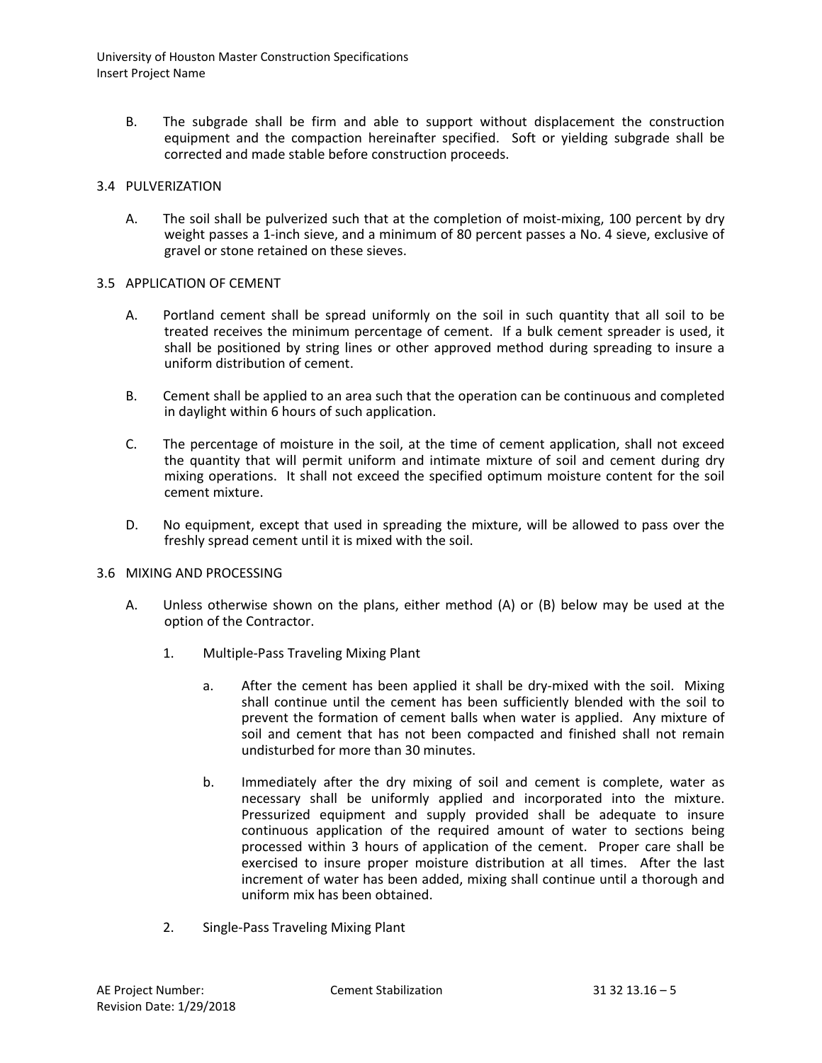B. The subgrade shall be firm and able to support without displacement the construction equipment and the compaction hereinafter specified. Soft or yielding subgrade shall be corrected and made stable before construction proceeds.

## 3.4 PULVERIZATION

A. The soil shall be pulverized such that at the completion of moist-mixing, 100 percent by dry weight passes a 1-inch sieve, and a minimum of 80 percent passes a No. 4 sieve, exclusive of gravel or stone retained on these sieves.

## 3.5 APPLICATION OF CEMENT

A. Portland cement shall be spread uniformly on the soil in such quantity that all soil to be treated receives the minimum percentage of cement. If a bulk cement spreader is used, it shall be positioned by string lines or other approved method during spreading to insure a uniform distribution of cement.

B. Cement shall be applied to an area such that the operation can be continuous and completed in daylight within 6 hours of such application.

C. The percentage of moisture in the soil, at the time of cement application, shall not exceed the quantity that will permit uniform and intimate mixture of soil and cement during dry mixing operations. It shall not exceed the specified optimum moisture content for the soil cement mixture.

D. No equipment, except that used in spreading the mixture, will be allowed to pass over the freshly spread cement until it is mixed with the soil.

## 3.6 MIXING AND PROCESSING

A. Unless otherwise shown on the plans, either method (A) or (B) below may be used at the option of the Contractor.

1. Multiple-Pass Traveling Mixing Plant

   a. After the cement has been applied it shall be dry-mixed with the soil. Mixing shall continue until the cement has been sufficiently blended with the soil to prevent the formation of cement balls when water is applied. Any mixture of soil and cement that has not been compacted and finished shall not remain undisturbed for more than 30 minutes.

   b. Immediately after the dry mixing of soil and cement is complete, water as necessary shall be uniformly applied and incorporated into the mixture. Pressurized equipment and supply provided shall be adequate to insure continuous application of the required amount of water to sections being processed within 3 hours of application of the cement. Proper care shall be exercised to insure proper moisture distribution at all times. After the last increment of water has been added, mixing shall continue until a thorough and uniform mix has been obtained.

2. Single-Pass Traveling Mixing Plant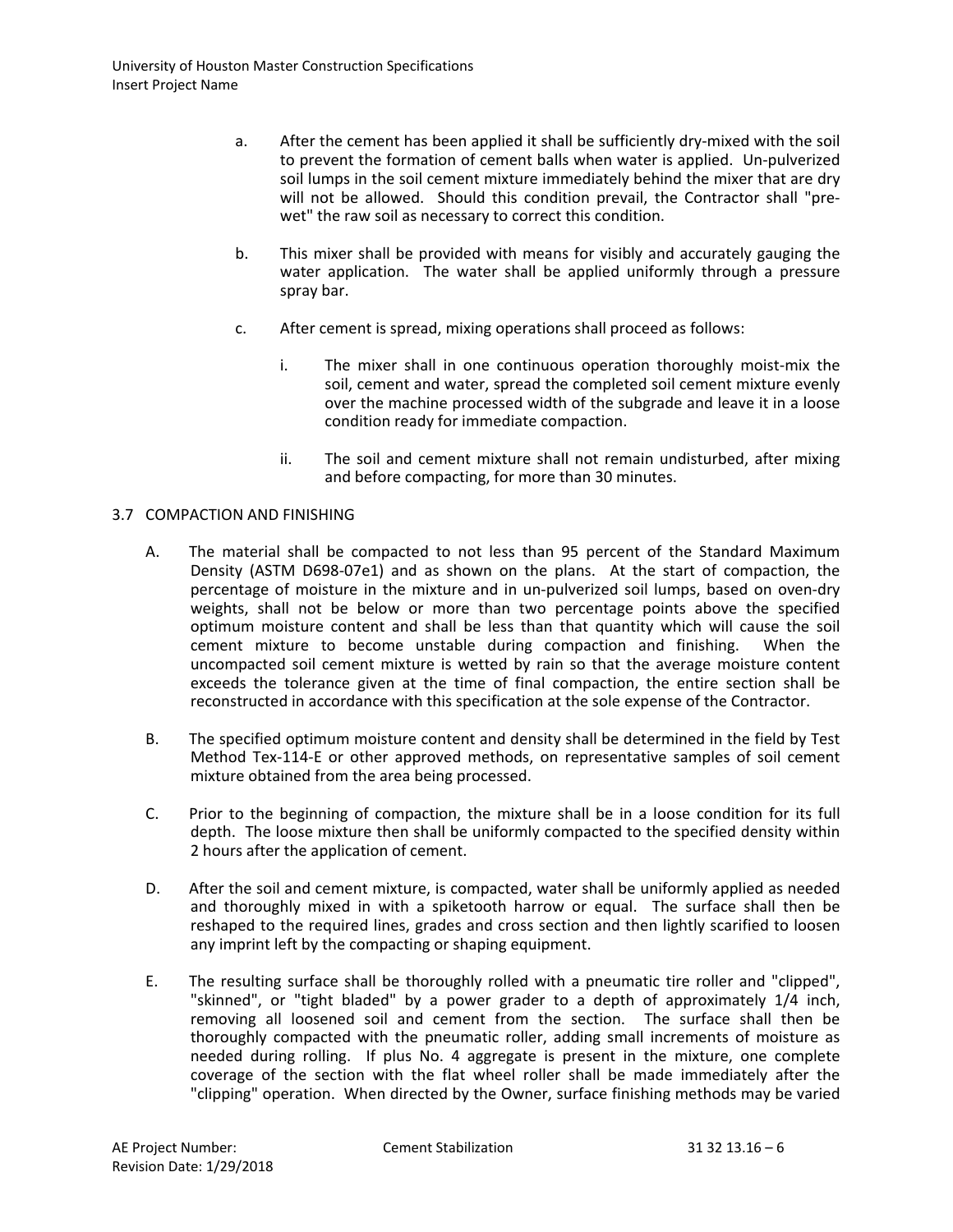a. After the cement has been applied it shall be sufficiently dry-mixed with the soil to prevent the formation of cement balls when water is applied. Un-pulverized soil lumps in the soil cement mixture immediately behind the mixer that are dry will not be allowed. Should this condition prevail, the Contractor shall "pre-wet" the raw soil as necessary to correct this condition.

b. This mixer shall be provided with means for visibly and accurately gauging the water application. The water shall be applied uniformly through a pressure spray bar.

c. After cement is spread, mixing operations shall proceed as follows:

   i. The mixer shall in one continuous operation thoroughly moist-mix the soil, cement and water, spread the completed soil cement mixture evenly over the machine processed width of the subgrade and leave it in a loose condition ready for immediate compaction.

   ii. The soil and cement mixture shall not remain undisturbed, after mixing and before compacting, for more than 30 minutes.

## 3.7 COMPACTION AND FINISHING

A. The material shall be compacted to not less than 95 percent of the Standard Maximum Density (ASTM D698-07e1) and as shown on the plans. At the start of compaction, the percentage of moisture in the mixture and in un-pulverized soil lumps, based on oven-dry weights, shall not be below or more than two percentage points above the specified optimum moisture content and shall be less than that quantity which will cause the soil cement mixture to become unstable during compaction and finishing. When the uncompacted soil cement mixture is wetted by rain so that the average moisture content exceeds the tolerance given at the time of final compaction, the entire section shall be reconstructed in accordance with this specification at the sole expense of the Contractor.

B. The specified optimum moisture content and density shall be determined in the field by Test Method Tex-114-E or other approved methods, on representative samples of soil cement mixture obtained from the area being processed.

C. Prior to the beginning of compaction, the mixture shall be in a loose condition for its full depth. The loose mixture then shall be uniformly compacted to the specified density within 2 hours after the application of cement.

D. After the soil and cement mixture, is compacted, water shall be uniformly applied as needed and thoroughly mixed in with a spiketooth harrow or equal. The surface shall then be reshaped to the required lines, grades and cross section and then lightly scarified to loosen any imprint left by the compacting or shaping equipment.

E. The resulting surface shall be thoroughly rolled with a pneumatic tire roller and "clipped", "skinned", or "tight bladed" by a power grader to a depth of approximately 1/4 inch, removing all loosened soil and cement from the section. The surface shall then be thoroughly compacted with the pneumatic roller, adding small increments of moisture as needed during rolling. If plus No. 4 aggregate is present in the mixture, one complete coverage of the section with the flat wheel roller shall be made immediately after the "clipping" operation. When directed by the Owner, surface finishing methods may be varied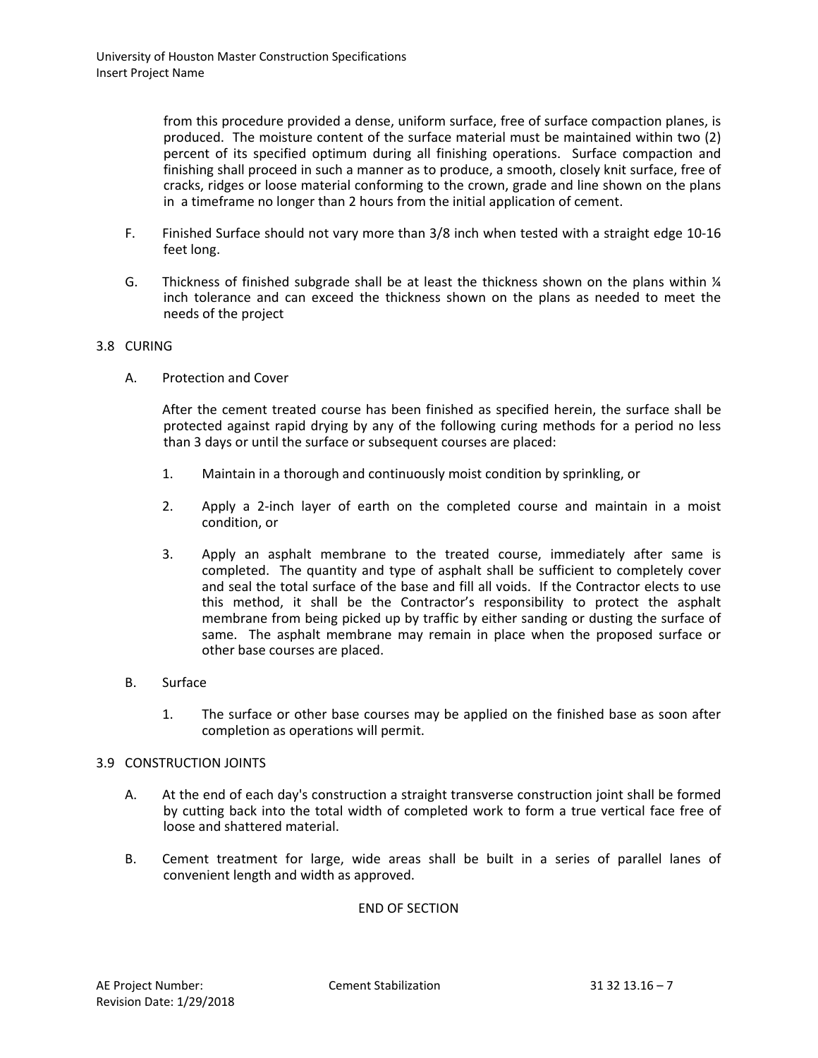from this procedure provided a dense, uniform surface, free of surface compaction planes, is produced. The moisture content of the surface material must be maintained within two (2) percent of its specified optimum during all finishing operations. Surface compaction and finishing shall proceed in such a manner as to produce, a smooth, closely knit surface, free of cracks, ridges or loose material conforming to the crown, grade and line shown on the plans in a timeframe no longer than 2 hours from the initial application of cement.

F. Finished Surface should not vary more than 3/8 inch when tested with a straight edge 10-16 feet long.

G. Thickness of finished subgrade shall be at least the thickness shown on the plans within ¼ inch tolerance and can exceed the thickness shown on the plans as needed to meet the needs of the project

## 3.8 CURING

A. Protection and Cover

After the cement treated course has been finished as specified herein, the surface shall be protected against rapid drying by any of the following curing methods for a period no less than 3 days or until the surface or subsequent courses are placed:

1. Maintain in a thorough and continuously moist condition by sprinkling, or

2. Apply a 2-inch layer of earth on the completed course and maintain in a moist condition, or

3. Apply an asphalt membrane to the treated course, immediately after same is completed. The quantity and type of asphalt shall be sufficient to completely cover and seal the total surface of the base and fill all voids. If the Contractor elects to use this method, it shall be the Contractor's responsibility to protect the asphalt membrane from being picked up by traffic by either sanding or dusting the surface of same. The asphalt membrane may remain in place when the proposed surface or other base courses are placed.

B. Surface

1. The surface or other base courses may be applied on the finished base as soon after completion as operations will permit.

## 3.9 CONSTRUCTION JOINTS

A. At the end of each day's construction a straight transverse construction joint shall be formed by cutting back into the total width of completed work to form a true vertical face free of loose and shattered material.

B. Cement treatment for large, wide areas shall be built in a series of parallel lanes of convenient length and width as approved.

END OF SECTION